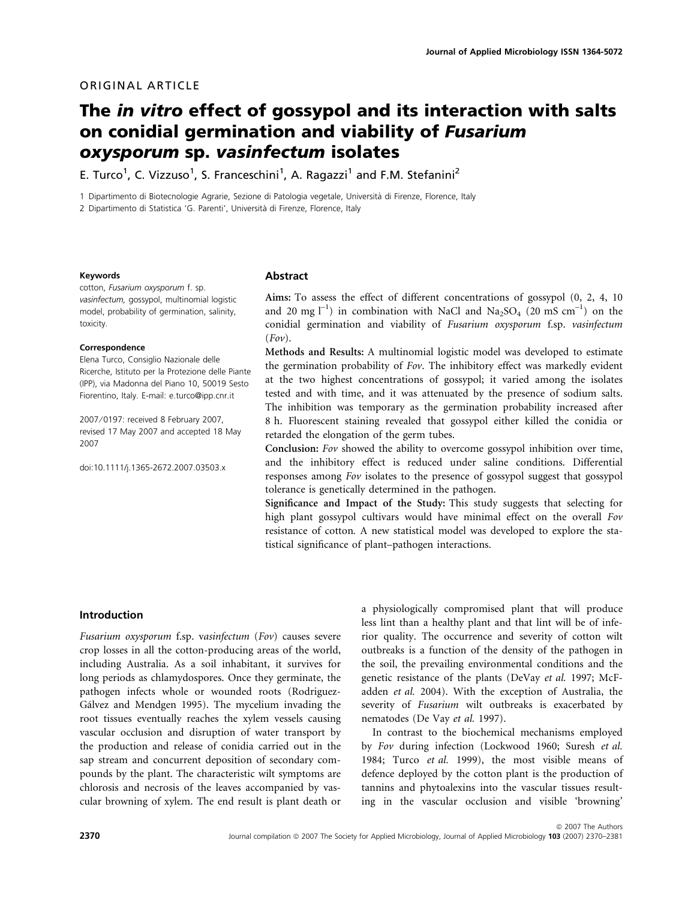ORIGINAL ARTICLE

# The *in vitro* effect of gossypol and its interaction with salts on conidial germination and viability of *Fusarium oxysporum* sp. *vasinfectum* isolates

E. Turco[1], C. Vizzuso[1], S. Franceschini[1], A. Ragazzi[1] and F.M. Stefanini[2]

1 Dipartimento di Biotecnologie Agrarie, Sezione di Patologia vegetale, Università di Firenze, Florence, Italy

2 Dipartimento di Statistica 'G. Parenti', Università di Firenze, Florence, Italy

**Keywords**

cotton, *Fusarium oxysporum* f. sp. *vasinfectum*, gossypol, multinomial logistic model, probability of germination, salinity, toxicity.

**Correspondence**

Elena Turco, Consiglio Nazionale delle Ricerche, Istituto per la Protezione delle Piante (IPP), via Madonna del Piano 10, 50019 Sesto Fiorentino, Italy. E-mail: e.turco@ipp.cnr.it

2007/0197: received 8 February 2007, revised 17 May 2007 and accepted 18 May 2007

doi:10.1111/j.1365-2672.2007.03503.x

## Abstract

**Aims:** To assess the effect of different concentrations of gossypol (0, 2, 4, 10 and 20 mg $l^{-1}$) in combination with NaCl and $Na_2SO_4$ (20 mS $cm^{-1}$) on the conidial germination and viability of *Fusarium oxysporum* f.sp. *vasinfectum* (*Fov*).

**Methods and Results:** A multinomial logistic model was developed to estimate the germination probability of *Fov*. The inhibitory effect was markedly evident at the two highest concentrations of gossypol; it varied among the isolates tested and with time, and it was attenuated by the presence of sodium salts. The inhibition was temporary as the germination probability increased after 8 h. Fluorescent staining revealed that gossypol either killed the conidia or retarded the elongation of the germ tubes.

**Conclusion:** *Fov* showed the ability to overcome gossypol inhibition over time, and the inhibitory effect is reduced under saline conditions. Differential responses among *Fov* isolates to the presence of gossypol suggest that gossypol tolerance is genetically determined in the pathogen.

**Significance and Impact of the Study:** This study suggests that selecting for high plant gossypol cultivars would have minimal effect on the overall *Fov* resistance of cotton. A new statistical model was developed to explore the statistical significance of plant–pathogen interactions.

## Introduction

*Fusarium oxysporum* f.sp. *vasinfectum* (*Fov*) causes severe crop losses in all the cotton-producing areas of the world, including Australia. As a soil inhabitant, it survives for long periods as chlamydospores. Once they germinate, the pathogen infects whole or wounded roots (Rodriguez-Gálvez and Mendgen 1995). The mycelium invading the root tissues eventually reaches the xylem vessels causing vascular occlusion and disruption of water transport by the production and release of conidia carried out in the sap stream and concurrent deposition of secondary compounds by the plant. The characteristic wilt symptoms are chlorosis and necrosis of the leaves accompanied by vascular browning of xylem. The end result is plant death or a physiologically compromised plant that will produce less lint than a healthy plant and that lint will be of inferior quality. The occurrence and severity of cotton wilt outbreaks is a function of the density of the pathogen in the soil, the prevailing environmental conditions and the genetic resistance of the plants (DeVay *et al.* 1997; McFadden *et al.* 2004). With the exception of Australia, the severity of *Fusarium* wilt outbreaks is exacerbated by nematodes (De Vay *et al.* 1997).

In contrast to the biochemical mechanisms employed by *Fov* during infection (Lockwood 1960; Suresh *et al.* 1984; Turco *et al.* 1999), the most visible means of defence deployed by the cotton plant is the production of tannins and phytoalexins into the vascular tissues resulting in the vascular occlusion and visible 'browning'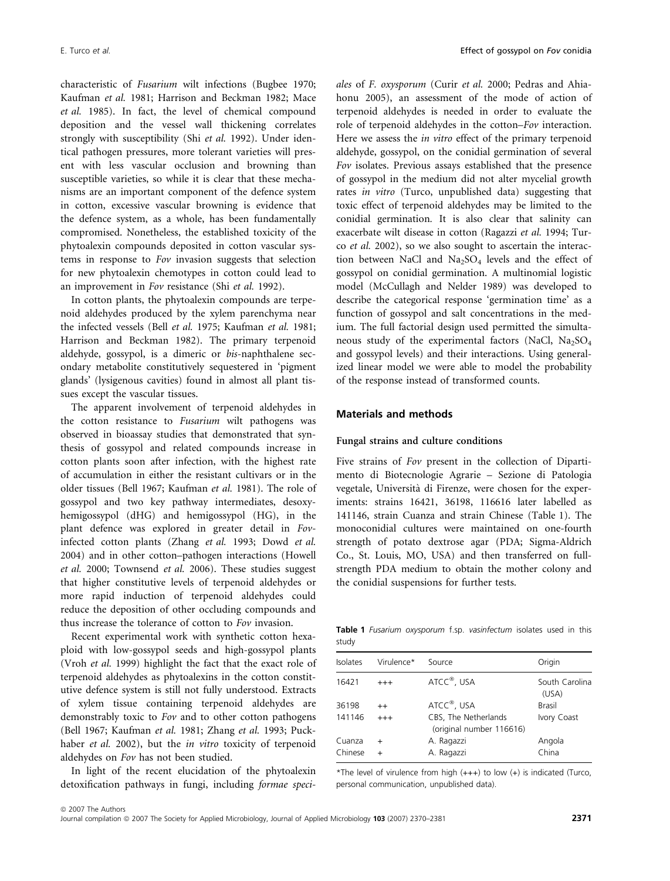characteristic of *Fusarium* wilt infections (Bugbee 1970; Kaufman *et al.* 1981; Harrison and Beckman 1982; Mace *et al.* 1985). In fact, the level of chemical compound deposition and the vessel wall thickening correlates strongly with susceptibility (Shi *et al.* 1992). Under identical pathogen pressures, more tolerant varieties will present with less vascular occlusion and browning than susceptible varieties, so while it is clear that these mechanisms are an important component of the defence system in cotton, excessive vascular browning is evidence that the defence system, as a whole, has been fundamentally compromised. Nonetheless, the established toxicity of the phytoalexin compounds deposited in cotton vascular systems in response to *Fov* invasion suggests that selection for new phytoalexin chemotypes in cotton could lead to an improvement in *Fov* resistance (Shi *et al.* 1992).

In cotton plants, the phytoalexin compounds are terpenoid aldehydes produced by the xylem parenchyma near the infected vessels (Bell *et al.* 1975; Kaufman *et al.* 1981; Harrison and Beckman 1982). The primary terpenoid aldehyde, gossypol, is a dimeric or *bis*-naphthalene secondary metabolite constitutively sequestered in 'pigment glands' (lysigenous cavities) found in almost all plant tissues except the vascular tissues.

The apparent involvement of terpenoid aldehydes in the cotton resistance to *Fusarium* wilt pathogens was observed in bioassay studies that demonstrated that synthesis of gossypol and related compounds increase in cotton plants soon after infection, with the highest rate of accumulation in either the resistant cultivars or in the older tissues (Bell 1967; Kaufman *et al.* 1981). The role of gossypol and two key pathway intermediates, desoxyhemigossypol (dHG) and hemigossypol (HG), in the plant defence was explored in greater detail in *Fov*-infected cotton plants (Zhang *et al.* 1993; Dowd *et al.* 2004) and in other cotton–pathogen interactions (Howell *et al.* 2000; Townsend *et al.* 2006). These studies suggest that higher constitutive levels of terpenoid aldehydes or more rapid induction of terpenoid aldehydes could reduce the deposition of other occluding compounds and thus increase the tolerance of cotton to *Fov* invasion.

Recent experimental work with synthetic cotton hexaploid with low-gossypol seeds and high-gossypol plants (Vroh *et al.* 1999) highlight the fact that the exact role of terpenoid aldehydes as phytoalexins in the cotton constitutive defence system is still not fully understood. Extracts of xylem tissue containing terpenoid aldehydes are demonstrably toxic to *Fov* and to other cotton pathogens (Bell 1967; Kaufman *et al.* 1981; Zhang *et al.* 1993; Puckhaber *et al.* 2002), but the *in vitro* toxicity of terpenoid aldehydes on *Fov* has not been studied.

In light of the recent elucidation of the phytoalexin detoxification pathways in fungi, including *formae speciales* of *F. oxysporum* (Curir *et al.* 2000; Pedras and Ahiahonu 2005), an assessment of the mode of action of terpenoid aldehydes is needed in order to evaluate the role of terpenoid aldehydes in the cotton–*Fov* interaction. Here we assess the *in vitro* effect of the primary terpenoid aldehyde, gossypol, on the conidial germination of several *Fov* isolates. Previous assays established that the presence of gossypol in the medium did not alter mycelial growth rates *in vitro* (Turco, unpublished data) suggesting that toxic effect of terpenoid aldehydes may be limited to the conidial germination. It is also clear that salinity can exacerbate wilt disease in cotton (Ragazzi *et al.* 1994; Turco *et al.* 2002), so we also sought to ascertain the interaction between NaCl and $Na_2SO_4$ levels and the effect of gossypol on conidial germination. A multinomial logistic model (McCullagh and Nelder 1989) was developed to describe the categorical response 'germination time' as a function of gossypol and salt concentrations in the medium. The full factorial design used permitted the simultaneous study of the experimental factors (NaCl, $Na_2SO_4$ and gossypol levels) and their interactions. Using generalized linear model we were able to model the probability of the response instead of transformed counts.

## Materials and methods

### Fungal strains and culture conditions

Five strains of *Fov* present in the collection of Dipartimento di Biotecnologie Agrarie – Sezione di Patologia vegetale, Università di Firenze, were chosen for the experiments: strains 16421, 36198, 116616 later labelled as 141146, strain Cuanza and strain Chinese (Table 1). The monoconidial cultures were maintained on one-fourth strength of potato dextrose agar (PDA; Sigma-Aldrich Co., St. Louis, MO, USA) and then transferred on full-strength PDA medium to obtain the mother colony and the conidial suspensions for further tests.

**Table 1** *Fusarium oxysporum* f.sp. *vasinfectum* isolates used in this study

| Isolates | Virulence* | Source | Origin |
|---|---|---|---|
| 16421 | +++ | ATCC®, USA | South Carolina (USA) |
| 36198 | ++ | ATCC®, USA | Brasil |
| 141146 | +++ | CBS, The Netherlands (original number 116616) | Ivory Coast |
| Cuanza | + | A. Ragazzi | Angola |
| Chinese | + | A. Ragazzi | China |

*The level of virulence from high (+++) to low (+) is indicated (Turco, personal communication, unpublished data).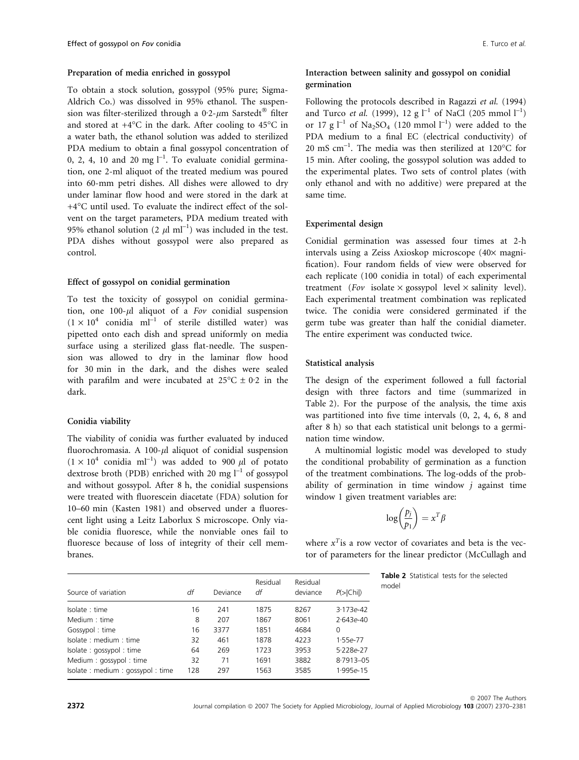### Preparation of media enriched in gossypol

To obtain a stock solution, gossypol (95% pure; Sigma-Aldrich Co.) was dissolved in 95% ethanol. The suspension was filter-sterilized through a 0·2-$\mu$m Sarstedt® filter and stored at +4°C in the dark. After cooling to 45°C in a water bath, the ethanol solution was added to sterilized PDA medium to obtain a final gossypol concentration of 0, 2, 4, 10 and 20 mg $l^{-1}$. To evaluate conidial germination, one 2-ml aliquot of the treated medium was poured into 60-mm petri dishes. All dishes were allowed to dry under laminar flow hood and were stored in the dark at +4°C until used. To evaluate the indirect effect of the solvent on the target parameters, PDA medium treated with 95% ethanol solution (2 $\mu$l $ml^{-1}$) was included in the test. PDA dishes without gossypol were also prepared as control.

### Effect of gossypol on conidial germination

To test the toxicity of gossypol on conidial germination, one 100-$\mu$l aliquot of a *Fov* conidial suspension ($1 \times 10^4$ conidia $ml^{-1}$ of sterile distilled water) was pipetted onto each dish and spread uniformly on media surface using a sterilized glass flat-needle. The suspension was allowed to dry in the laminar flow hood for 30 min in the dark, and the dishes were sealed with parafilm and were incubated at 25°C ± 0·2 in the dark.

### Conidia viability

The viability of conidia was further evaluated by induced fluorochromasia. A 100-$\mu$l aliquot of conidial suspension ($1 \times 10^4$ conidia $ml^{-1}$) was added to 900 $\mu$l of potato dextrose broth (PDB) enriched with 20 mg $l^{-1}$ of gossypol and without gossypol. After 8 h, the conidial suspensions were treated with fluorescein diacetate (FDA) solution for 10–60 min (Kasten 1981) and observed under a fluorescent light using a Leitz Laborlux S microscope. Only viable conidia fluoresce, while the nonviable ones fail to fluoresce because of loss of integrity of their cell membranes.

### Interaction between salinity and gossypol on conidial germination

Following the protocols described in Ragazzi *et al.* (1994) and Turco *et al.* (1999), 12 g $l^{-1}$ of NaCl (205 mmol $l^{-1}$) or 17 g $l^{-1}$ of $Na_2SO_4$ (120 mmol $l^{-1}$) were added to the PDA medium to a final EC (electrical conductivity) of 20 mS $cm^{-1}$. The media was then sterilized at 120°C for 15 min. After cooling, the gossypol solution was added to the experimental plates. Two sets of control plates (with only ethanol and with no additive) were prepared at the same time.

### Experimental design

Conidial germination was assessed four times at 2-h intervals using a Zeiss Axioskop microscope (40× magnification). Four random fields of view were observed for each replicate (100 conidia in total) of each experimental treatment (*Fov* isolate × gossypol level × salinity level). Each experimental treatment combination was replicated twice. The conidia were considered germinated if the germ tube was greater than half the conidial diameter. The entire experiment was conducted twice.

### Statistical analysis

The design of the experiment followed a full factorial design with three factors and time (summarized in Table 2). For the purpose of the analysis, the time axis was partitioned into five time intervals (0, 2, 4, 6, 8 and after 8 h) so that each statistical unit belongs to a germination time window.

A multinomial logistic model was developed to study the conditional probability of germination as a function of the treatment combinations. The log-odds of the probability of germination in time window $j$ against time window 1 given treatment variables are:

$$\log\left(\frac{p_j}{p_1}\right) = x^T \beta$$

where $x^T$ is a row vector of covariates and beta is the vector of parameters for the linear predictor (McCullagh and

**Table 2** Statistical tests for the selected model

| Source of variation | *df* | Deviance | Residual *df* | Residual deviance | *P*(>\|Chi\|) |
|---|---|---|---|---|---|
| Isolate : time | 16 | 241 | 1875 | 8267 | 3·173e-42 |
| Medium : time | 8 | 207 | 1867 | 8061 | 2·643e-40 |
| Gossypol : time | 16 | 3377 | 1851 | 4684 | 0 |
| Isolate : medium : time | 32 | 461 | 1878 | 4223 | 1·55e-77 |
| Isolate : gossypol : time | 64 | 269 | 1723 | 3953 | 5·228e-27 |
| Medium : gossypol : time | 32 | 71 | 1691 | 3882 | 8·7913–05 |
| Isolate : medium : gossypol : time | 128 | 297 | 1563 | 3585 | 1·995e-15 |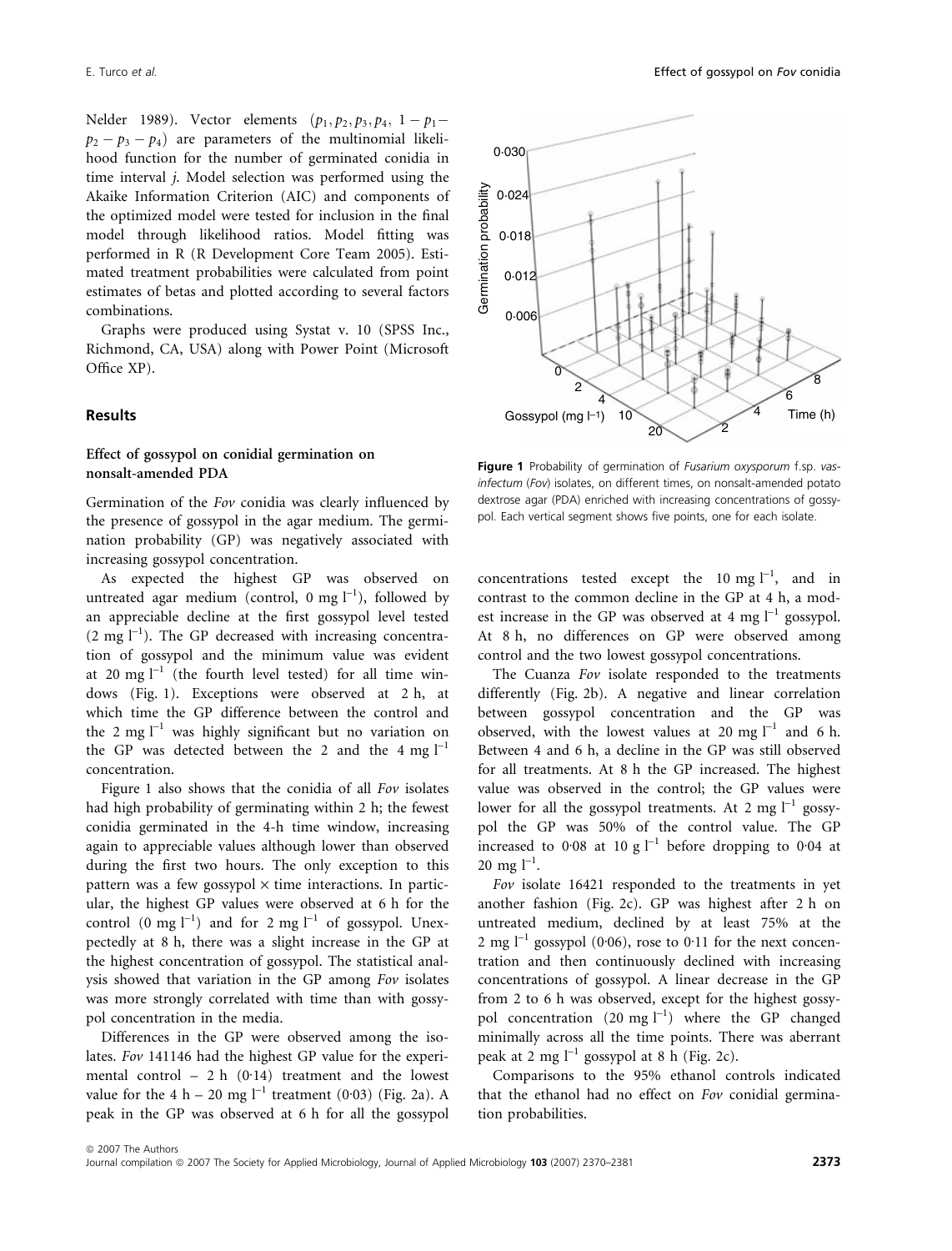Nelder 1989). Vector elements $(p_1, p_2, p_3, p_4, 1 - p_1 - p_2 - p_3 - p_4)$ are parameters of the multinomial likelihood function for the number of germinated conidia in time interval $j$. Model selection was performed using the Akaike Information Criterion (AIC) and components of the optimized model were tested for inclusion in the final model through likelihood ratios. Model fitting was performed in R (R Development Core Team 2005). Estimated treatment probabilities were calculated from point estimates of betas and plotted according to several factors combinations.

Graphs were produced using Systat v. 10 (SPSS Inc., Richmond, CA, USA) along with Power Point (Microsoft Office XP).

## Results

### Effect of gossypol on conidial germination on nonsalt-amended PDA

Germination of the *Fov* conidia was clearly influenced by the presence of gossypol in the agar medium. The germination probability (GP) was negatively associated with increasing gossypol concentration.

As expected the highest GP was observed on untreated agar medium (control, 0 mg $l^{-1}$), followed by an appreciable decline at the first gossypol level tested (2 mg $l^{-1}$). The GP decreased with increasing concentration of gossypol and the minimum value was evident at 20 mg $l^{-1}$ (the fourth level tested) for all time windows (Fig. 1). Exceptions were observed at 2 h, at which time the GP difference between the control and the 2 mg $l^{-1}$ was highly significant but no variation on the GP was detected between the 2 and the 4 mg $l^{-1}$ concentration.

Figure 1 also shows that the conidia of all *Fov* isolates had high probability of germinating within 2 h; the fewest conidia germinated in the 4-h time window, increasing again to appreciable values although lower than observed during the first two hours. The only exception to this pattern was a few gossypol × time interactions. In particular, the highest GP values were observed at 6 h for the control (0 mg $l^{-1}$) and for 2 mg $l^{-1}$ of gossypol. Unexpectedly at 8 h, there was a slight increase in the GP at the highest concentration of gossypol. The statistical analysis showed that variation in the GP among *Fov* isolates was more strongly correlated with time than with gossypol concentration in the media.

Differences in the GP were observed among the isolates. *Fov* 141146 had the highest GP value for the experimental control – 2 h (0·14) treatment and the lowest value for the 4 h – 20 mg $l^{-1}$ treatment (0·03) (Fig. 2a). A peak in the GP was observed at 6 h for all the gossypol concentrations tested except the 10 mg $l^{-1}$, and in contrast to the common decline in the GP at 4 h, a modest increase in the GP was observed at 4 mg $l^{-1}$ gossypol. At 8 h, no differences on GP were observed among control and the two lowest gossypol concentrations.

The Cuanza *Fov* isolate responded to the treatments differently (Fig. 2b). A negative and linear correlation between gossypol concentration and the GP was observed, with the lowest values at 20 mg $l^{-1}$ and 6 h. Between 4 and 6 h, a decline in the GP was still observed for all treatments. At 8 h the GP increased. The highest value was observed in the control; the GP values were lower for all the gossypol treatments. At 2 mg $l^{-1}$ gossypol the GP was 50% of the control value. The GP increased to 0·08 at 10 g $l^{-1}$ before dropping to 0·04 at 20 mg $l^{-1}$.

*Fov* isolate 16421 responded to the treatments in yet another fashion (Fig. 2c). GP was highest after 2 h on untreated medium, declined by at least 75% at the 2 mg $l^{-1}$ gossypol (0·06), rose to 0·11 for the next concentration and then continuously declined with increasing concentrations of gossypol. A linear decrease in the GP from 2 to 6 h was observed, except for the highest gossypol concentration (20 mg $l^{-1}$) where the GP changed minimally across all the time points. There was aberrant peak at 2 mg $l^{-1}$ gossypol at 8 h (Fig. 2c).

Comparisons to the 95% ethanol controls indicated that the ethanol had no effect on *Fov* conidial germination probabilities.

**Figure 1** Probability of germination of *Fusarium oxysporum* f.sp. *vasinfectum* (*Fov*) isolates, on different times, on nonsalt-amended potato dextrose agar (PDA) enriched with increasing concentrations of gossypol. Each vertical segment shows five points, one for each isolate.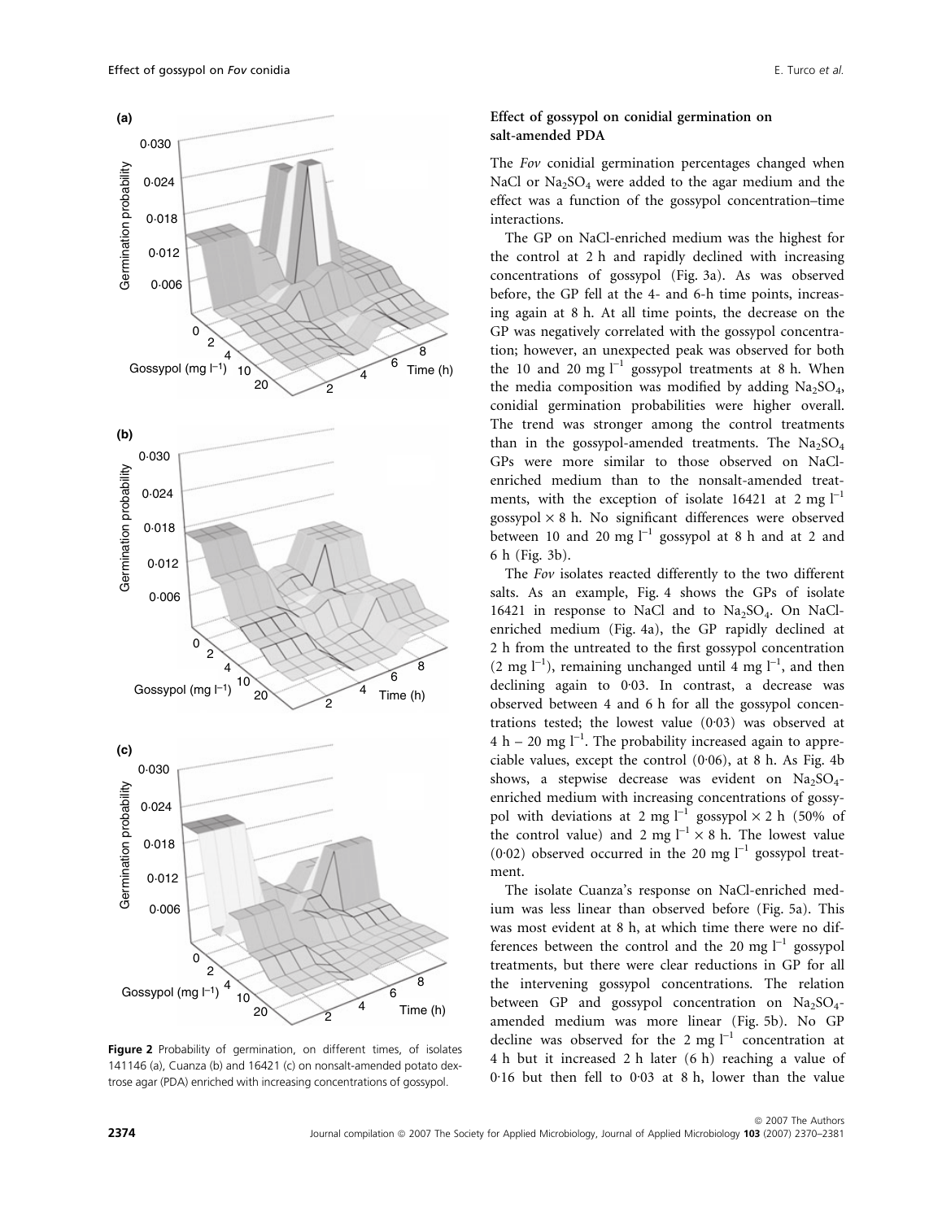**Figure 2** Probability of germination, on different times, of isolates 141146 (a), Cuanza (b) and 16421 (c) on nonsalt-amended potato dextrose agar (PDA) enriched with increasing concentrations of gossypol.

### Effect of gossypol on conidial germination on salt-amended PDA

The *Fov* conidial germination percentages changed when NaCl or $Na_2SO_4$ were added to the agar medium and the effect was a function of the gossypol concentration–time interactions.

The GP on NaCl-enriched medium was the highest for the control at 2 h and rapidly declined with increasing concentrations of gossypol (Fig. 3a). As was observed before, the GP fell at the 4- and 6-h time points, increasing again at 8 h. At all time points, the decrease on the GP was negatively correlated with the gossypol concentration; however, an unexpected peak was observed for both the 10 and 20 mg $l^{-1}$ gossypol treatments at 8 h. When the media composition was modified by adding $Na_2SO_4$, conidial germination probabilities were higher overall. The trend was stronger among the control treatments than in the gossypol-amended treatments. The $Na_2SO_4$ GPs were more similar to those observed on NaCl-enriched medium than to the nonsalt-amended treatments, with the exception of isolate 16421 at 2 mg $l^{-1}$ gossypol × 8 h. No significant differences were observed between 10 and 20 mg $l^{-1}$ gossypol at 8 h and at 2 and 6 h (Fig. 3b).

The *Fov* isolates reacted differently to the two different salts. As an example, Fig. 4 shows the GPs of isolate 16421 in response to NaCl and to $Na_2SO_4$. On NaCl-enriched medium (Fig. 4a), the GP rapidly declined at 2 h from the untreated to the first gossypol concentration (2 mg $l^{-1}$), remaining unchanged until 4 mg $l^{-1}$, and then declining again to 0·03. In contrast, a decrease was observed between 4 and 6 h for all the gossypol concentrations tested; the lowest value (0·03) was observed at 4 h – 20 mg $l^{-1}$. The probability increased again to appreciable values, except the control (0·06), at 8 h. As Fig. 4b shows, a stepwise decrease was evident on $Na_2SO_4$-enriched medium with increasing concentrations of gossypol with deviations at 2 mg $l^{-1}$ gossypol × 2 h (50% of the control value) and 2 mg $l^{-1}$ × 8 h. The lowest value (0·02) observed occurred in the 20 mg $l^{-1}$ gossypol treatment.

The isolate Cuanza's response on NaCl-enriched medium was less linear than observed before (Fig. 5a). This was most evident at 8 h, at which time there were no differences between the control and the 20 mg $l^{-1}$ gossypol treatments, but there were clear reductions in GP for all the intervening gossypol concentrations. The relation between GP and gossypol concentration on $Na_2SO_4$-amended medium was more linear (Fig. 5b). No GP decline was observed for the 2 mg $l^{-1}$ concentration at 4 h but it increased 2 h later (6 h) reaching a value of 0·16 but then fell to 0·03 at 8 h, lower than the value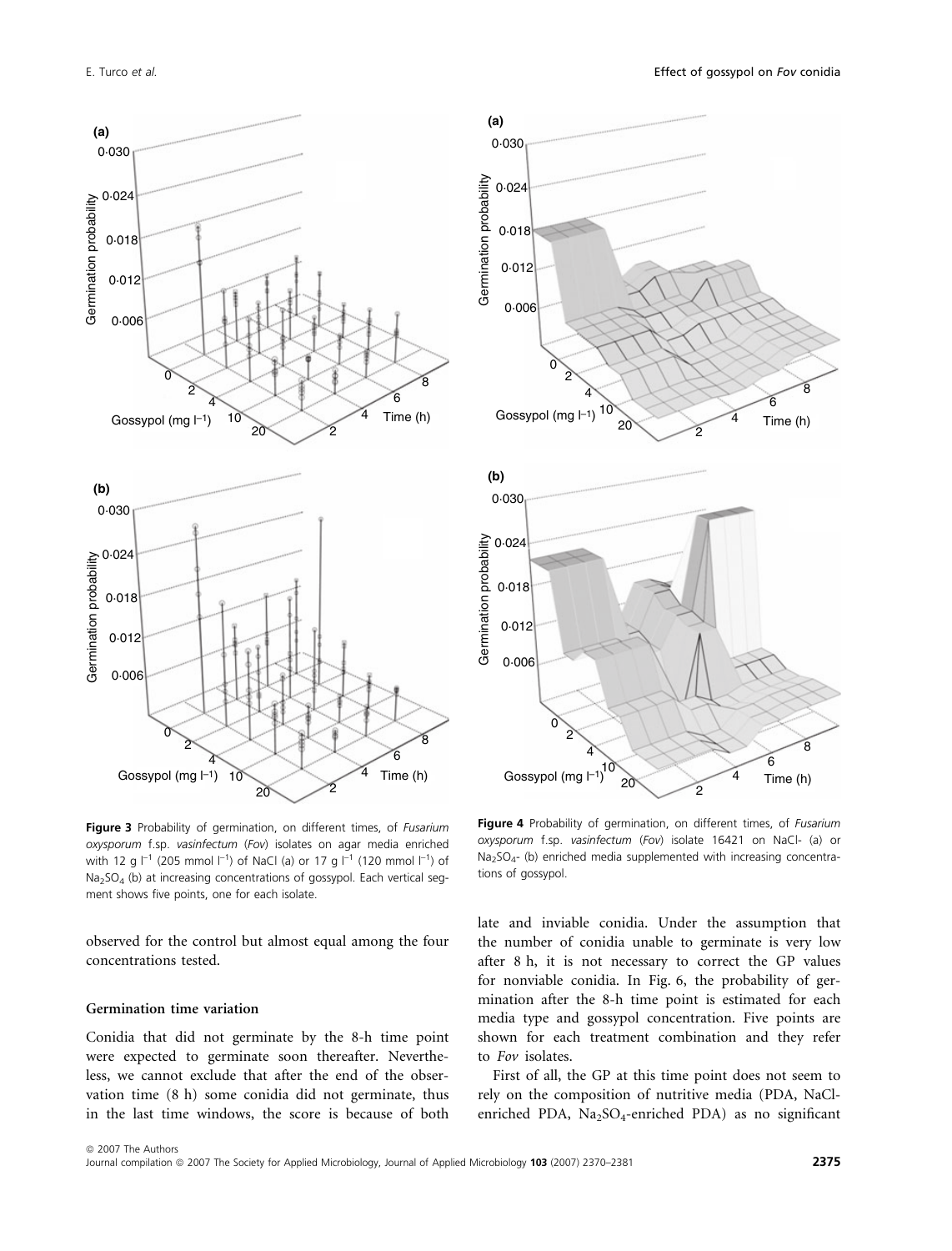**Figure 3** Probability of germination, on different times, of *Fusarium oxysporum* f.sp. *vasinfectum* (*Fov*) isolates on agar media enriched with 12 g $l^{-1}$ (205 mmol $l^{-1}$) of NaCl (a) or 17 g $l^{-1}$ (120 mmol $l^{-1}$) of $Na_2SO_4$ (b) at increasing concentrations of gossypol. Each vertical segment shows five points, one for each isolate.

**Figure 4** Probability of germination, on different times, of *Fusarium oxysporum* f.sp. *vasinfectum* (*Fov*) isolate 16421 on NaCl- (a) or $Na_2SO_4$- (b) enriched media supplemented with increasing concentrations of gossypol.

observed for the control but almost equal among the four concentrations tested.

### Germination time variation

Conidia that did not germinate by the 8-h time point were expected to germinate soon thereafter. Nevertheless, we cannot exclude that after the end of the observation time (8 h) some conidia did not germinate, thus in the last time windows, the score is because of both late and inviable conidia. Under the assumption that the number of conidia unable to germinate is very low after 8 h, it is not necessary to correct the GP values for nonviable conidia. In Fig. 6, the probability of germination after the 8-h time point is estimated for each media type and gossypol concentration. Five points are shown for each treatment combination and they refer to *Fov* isolates.

First of all, the GP at this time point does not seem to rely on the composition of nutritive media (PDA, NaCl-enriched PDA, $Na_2SO_4$-enriched PDA) as no significant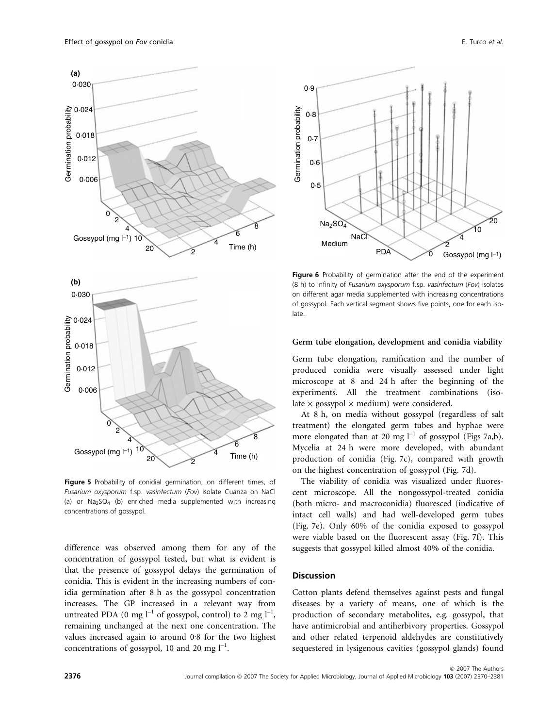Figure 5 Probability of conidial germination, on different times, of *Fusarium oxysporum* f.sp. *vasinfectum* (*Fov*) isolate Cuanza on NaCl (a) or $Na_2SO_4$ (b) enriched media supplemented with increasing concentrations of gossypol.

difference was observed among them for any of the concentration of gossypol tested, but what is evident is that the presence of gossypol delays the germination of conidia. This is evident in the increasing numbers of conidia germination after 8 h as the gossypol concentration increases. The GP increased in a relevant way from untreated PDA (0 mg $l^{-1}$ of gossypol, control) to 2 mg $l^{-1}$, remaining unchanged at the next one concentration. The values increased again to around 0·8 for the two highest concentrations of gossypol, 10 and 20 mg $l^{-1}$.

Figure 6 Probability of germination after the end of the experiment (8 h) to infinity of *Fusarium oxysporum* f.sp. *vasinfectum* (*Fov*) isolates on different agar media supplemented with increasing concentrations of gossypol. Each vertical segment shows five points, one for each isolate.

#### Germ tube elongation, development and conidia viability

Germ tube elongation, ramification and the number of produced conidia were visually assessed under light microscope at 8 and 24 h after the beginning of the experiments. All the treatment combinations (isolate × gossypol × medium) were considered.

At 8 h, on media without gossypol (regardless of salt treatment) the elongated germ tubes and hyphae were more elongated than at 20 mg $l^{-1}$ of gossypol (Figs 7a,b). Mycelia at 24 h were more developed, with abundant production of conidia (Fig. 7c), compared with growth on the highest concentration of gossypol (Fig. 7d).

The viability of conidia was visualized under fluorescent microscope. All the nongossypol-treated conidia (both micro- and macroconidia) fluoresced (indicative of intact cell walls) and had well-developed germ tubes (Fig. 7e). Only 60% of the conidia exposed to gossypol were viable based on the fluorescent assay (Fig. 7f). This suggests that gossypol killed almost 40% of the conidia.

## Discussion

Cotton plants defend themselves against pests and fungal diseases by a variety of means, one of which is the production of secondary metabolites, e.g. gossypol, that have antimicrobial and antiherbivory properties. Gossypol and other related terpenoid aldehydes are constitutively sequestered in lysigenous cavities (gossypol glands) found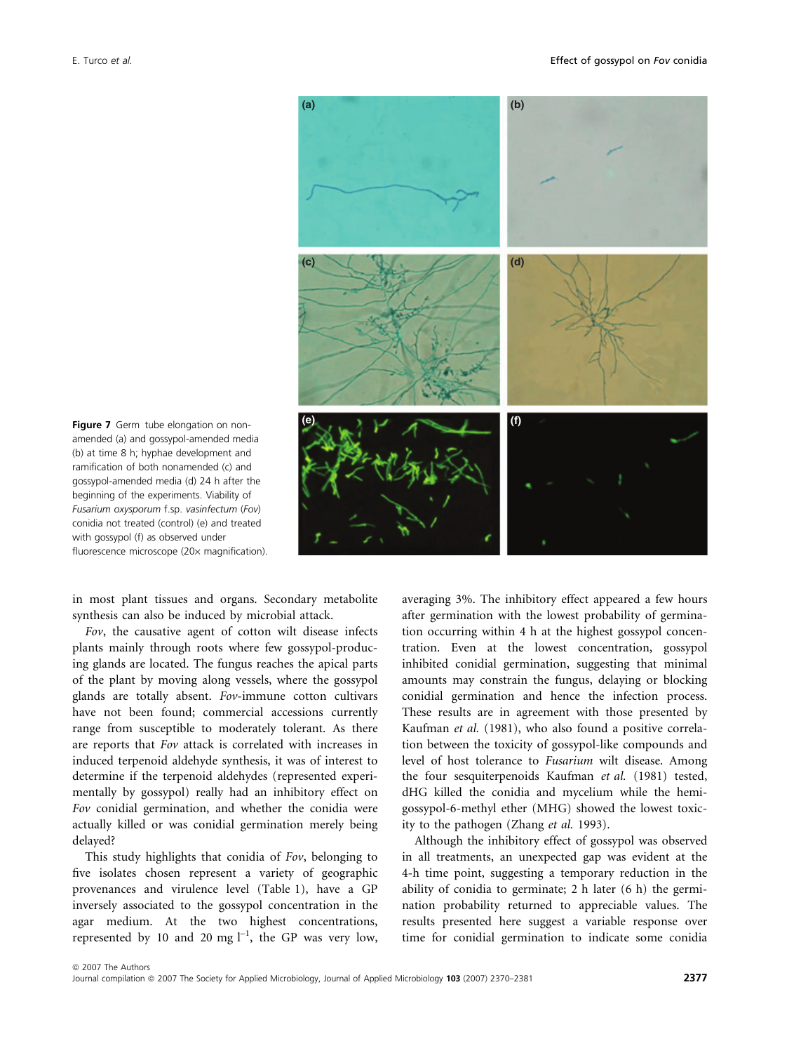**Figure 7** Germ tube elongation on non-amended (a) and gossypol-amended media (b) at time 8 h; hyphae development and ramification of both nonamended (c) and gossypol-amended media (d) 24 h after the beginning of the experiments. Viability of *Fusarium oxysporum* f.sp. *vasinfectum* (*Fov*) conidia not treated (control) (e) and treated with gossypol (f) as observed under fluorescence microscope (20× magnification).

in most plant tissues and organs. Secondary metabolite synthesis can also be induced by microbial attack.

*Fov*, the causative agent of cotton wilt disease infects plants mainly through roots where few gossypol-producing glands are located. The fungus reaches the apical parts of the plant by moving along vessels, where the gossypol glands are totally absent. *Fov*-immune cotton cultivars have not been found; commercial accessions currently range from susceptible to moderately tolerant. As there are reports that *Fov* attack is correlated with increases in induced terpenoid aldehyde synthesis, it was of interest to determine if the terpenoid aldehydes (represented experimentally by gossypol) really had an inhibitory effect on *Fov* conidial germination, and whether the conidia were actually killed or was conidial germination merely being delayed?

This study highlights that conidia of *Fov*, belonging to five isolates chosen represent a variety of geographic provenances and virulence level (Table 1), have a GP inversely associated to the gossypol concentration in the agar medium. At the two highest concentrations, represented by 10 and 20 mg $l^{-1}$, the GP was very low, averaging 3%. The inhibitory effect appeared a few hours after germination with the lowest probability of germination occurring within 4 h at the highest gossypol concentration. Even at the lowest concentration, gossypol inhibited conidial germination, suggesting that minimal amounts may constrain the fungus, delaying or blocking conidial germination and hence the infection process. These results are in agreement with those presented by Kaufman *et al.* (1981), who also found a positive correlation between the toxicity of gossypol-like compounds and level of host tolerance to *Fusarium* wilt disease. Among the four sesquiterpenoids Kaufman *et al.* (1981) tested, dHG killed the conidia and mycelium while the hemigossypol-6-methyl ether (MHG) showed the lowest toxicity to the pathogen (Zhang *et al.* 1993).

Although the inhibitory effect of gossypol was observed in all treatments, an unexpected gap was evident at the 4-h time point, suggesting a temporary reduction in the ability of conidia to germinate; 2 h later (6 h) the germination probability returned to appreciable values. The results presented here suggest a variable response over time for conidial germination to indicate some conidia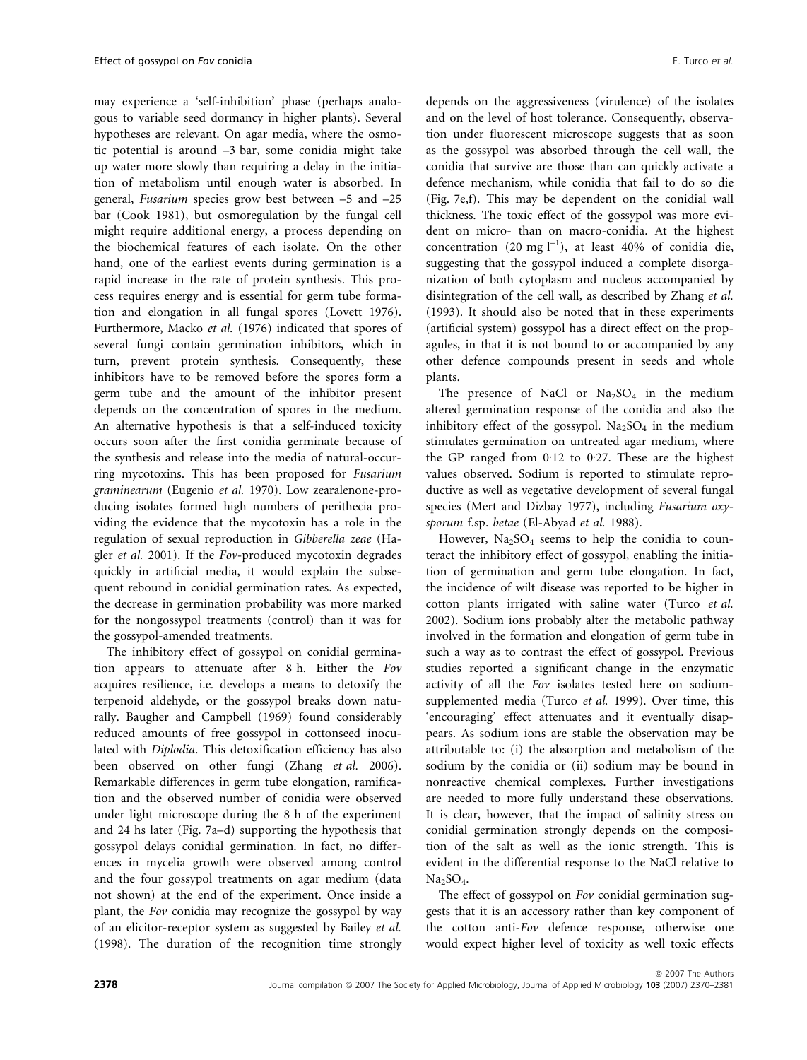may experience a 'self-inhibition' phase (perhaps analogous to variable seed dormancy in higher plants). Several hypotheses are relevant. On agar media, where the osmotic potential is around –3 bar, some conidia might take up water more slowly than requiring a delay in the initiation of metabolism until enough water is absorbed. In general, *Fusarium* species grow best between –5 and –25 bar (Cook 1981), but osmoregulation by the fungal cell might require additional energy, a process depending on the biochemical features of each isolate. On the other hand, one of the earliest events during germination is a rapid increase in the rate of protein synthesis. This process requires energy and is essential for germ tube formation and elongation in all fungal spores (Lovett 1976). Furthermore, Macko *et al.* (1976) indicated that spores of several fungi contain germination inhibitors, which in turn, prevent protein synthesis. Consequently, these inhibitors have to be removed before the spores form a germ tube and the amount of the inhibitor present depends on the concentration of spores in the medium. An alternative hypothesis is that a self-induced toxicity occurs soon after the first conidia germinate because of the synthesis and release into the media of natural-occurring mycotoxins. This has been proposed for *Fusarium graminearum* (Eugenio *et al.* 1970). Low zearalenone-producing isolates formed high numbers of perithecia providing the evidence that the mycotoxin has a role in the regulation of sexual reproduction in *Gibberella zeae* (Hagler *et al.* 2001). If the *Fov*-produced mycotoxin degrades quickly in artificial media, it would explain the subsequent rebound in conidial germination rates. As expected, the decrease in germination probability was more marked for the nongossypol treatments (control) than it was for the gossypol-amended treatments.

The inhibitory effect of gossypol on conidial germination appears to attenuate after 8 h. Either the *Fov* acquires resilience, i.e. develops a means to detoxify the terpenoid aldehyde, or the gossypol breaks down naturally. Baugher and Campbell (1969) found considerably reduced amounts of free gossypol in cottonseed inoculated with *Diplodia*. This detoxification efficiency has also been observed on other fungi (Zhang *et al.* 2006). Remarkable differences in germ tube elongation, ramification and the observed number of conidia were observed under light microscope during the 8 h of the experiment and 24 hs later (Fig. 7a–d) supporting the hypothesis that gossypol delays conidial germination. In fact, no differences in mycelia growth were observed among control and the four gossypol treatments on agar medium (data not shown) at the end of the experiment. Once inside a plant, the *Fov* conidia may recognize the gossypol by way of an elicitor-receptor system as suggested by Bailey *et al.* (1998). The duration of the recognition time strongly depends on the aggressiveness (virulence) of the isolates and on the level of host tolerance. Consequently, observation under fluorescent microscope suggests that as soon as the gossypol was absorbed through the cell wall, the conidia that survive are those than can quickly activate a defence mechanism, while conidia that fail to do so die (Fig. 7e,f). This may be dependent on the conidial wall thickness. The toxic effect of the gossypol was more evident on micro- than on macro-conidia. At the highest concentration (20 mg $l^{-1}$), at least 40% of conidia die, suggesting that the gossypol induced a complete disorganization of both cytoplasm and nucleus accompanied by disintegration of the cell wall, as described by Zhang *et al.* (1993). It should also be noted that in these experiments (artificial system) gossypol has a direct effect on the propagules, in that it is not bound to or accompanied by any other defence compounds present in seeds and whole plants.

The presence of NaCl or $Na_2SO_4$ in the medium altered germination response of the conidia and also the inhibitory effect of the gossypol. $Na_2SO_4$ in the medium stimulates germination on untreated agar medium, where the GP ranged from 0·12 to 0·27. These are the highest values observed. Sodium is reported to stimulate reproductive as well as vegetative development of several fungal species (Mert and Dizbay 1977), including *Fusarium oxysporum* f.sp. *betae* (El-Abyad *et al.* 1988).

However, $Na_2SO_4$ seems to help the conidia to counteract the inhibitory effect of gossypol, enabling the initiation of germination and germ tube elongation. In fact, the incidence of wilt disease was reported to be higher in cotton plants irrigated with saline water (Turco *et al.* 2002). Sodium ions probably alter the metabolic pathway involved in the formation and elongation of germ tube in such a way as to contrast the effect of gossypol. Previous studies reported a significant change in the enzymatic activity of all the *Fov* isolates tested here on sodium-supplemented media (Turco *et al.* 1999). Over time, this 'encouraging' effect attenuates and it eventually disappears. As sodium ions are stable the observation may be attributable to: (i) the absorption and metabolism of the sodium by the conidia or (ii) sodium may be bound in nonreactive chemical complexes. Further investigations are needed to more fully understand these observations. It is clear, however, that the impact of salinity stress on conidial germination strongly depends on the composition of the salt as well as the ionic strength. This is evident in the differential response to the NaCl relative to $Na_2SO_4$.

The effect of gossypol on *Fov* conidial germination suggests that it is an accessory rather than key component of the cotton anti-*Fov* defence response, otherwise one would expect higher level of toxicity as well toxic effects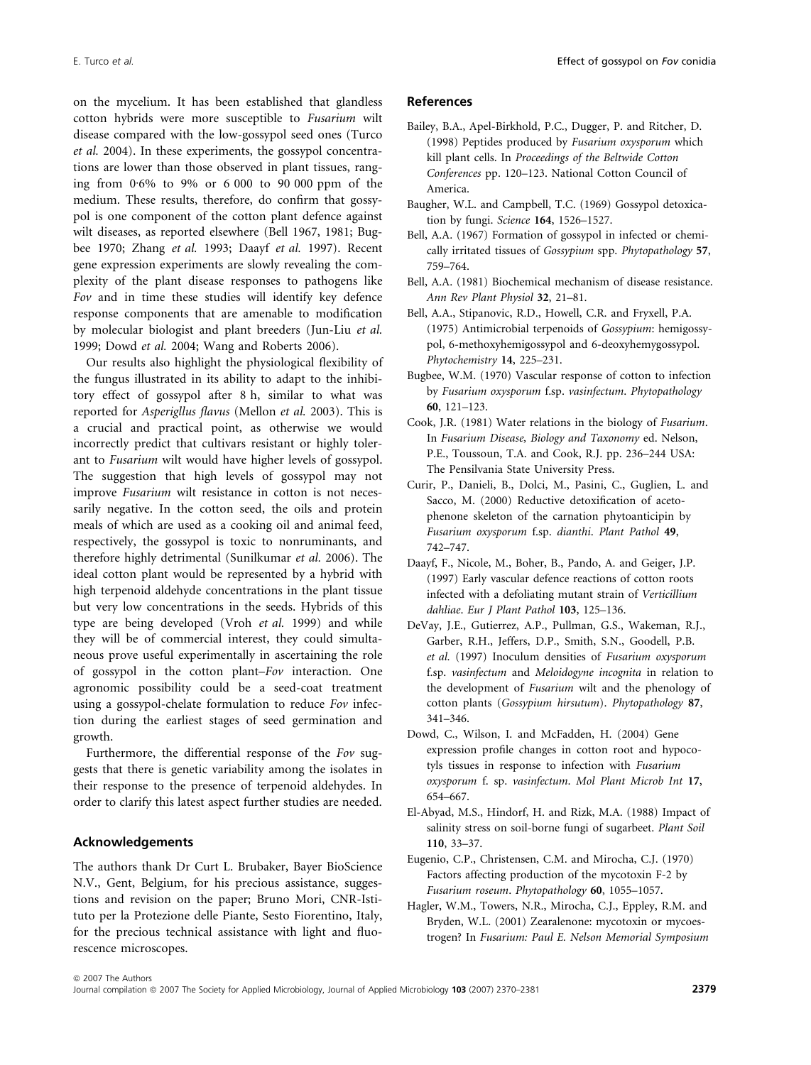on the mycelium. It has been established that glandless cotton hybrids were more susceptible to *Fusarium* wilt disease compared with the low-gossypol seed ones (Turco *et al.* 2004). In these experiments, the gossypol concentrations are lower than those observed in plant tissues, ranging from 0·6% to 9% or 6 000 to 90 000 ppm of the medium. These results, therefore, do confirm that gossypol is one component of the cotton plant defence against wilt diseases, as reported elsewhere (Bell 1967, 1981; Bugbee 1970; Zhang *et al.* 1993; Daayf *et al.* 1997). Recent gene expression experiments are slowly revealing the complexity of the plant disease responses to pathogens like *Fov* and in time these studies will identify key defence response components that are amenable to modification by molecular biologist and plant breeders (Jun-Liu *et al.* 1999; Dowd *et al.* 2004; Wang and Roberts 2006).

Our results also highlight the physiological flexibility of the fungus illustrated in its ability to adapt to the inhibitory effect of gossypol after 8 h, similar to what was reported for *Asperiglus flavus* (Mellon *et al.* 2003). This is a crucial and practical point, as otherwise we would incorrectly predict that cultivars resistant or highly tolerant to *Fusarium* wilt would have higher levels of gossypol. The suggestion that high levels of gossypol may not improve *Fusarium* wilt resistance in cotton is not necessarily negative. In the cotton seed, the oils and protein meals of which are used as a cooking oil and animal feed, respectively, the gossypol is toxic to nonruminants, and therefore highly detrimental (Sunilkumar *et al.* 2006). The ideal cotton plant would be represented by a hybrid with high terpenoid aldehyde concentrations in the plant tissue but very low concentrations in the seeds. Hybrids of this type are being developed (Vroh *et al.* 1999) and while they will be of commercial interest, they could simultaneous prove useful experimentally in ascertaining the role of gossypol in the cotton plant–*Fov* interaction. One agronomic possibility could be a seed-coat treatment using a gossypol-chelate formulation to reduce *Fov* infection during the earliest stages of seed germination and growth.

Furthermore, the differential response of the *Fov* suggests that there is genetic variability among the isolates in their response to the presence of terpenoid aldehydes. In order to clarify this latest aspect further studies are needed.

## Acknowledgements

The authors thank Dr Curt L. Brubaker, Bayer BioScience N.V., Gent, Belgium, for his precious assistance, suggestions and revision on the paper; Bruno Mori, CNR-Istituto per la Protezione delle Piante, Sesto Fiorentino, Italy, for the precious technical assistance with light and fluorescence microscopes.

## References

Bailey, B.A., Apel-Birkhold, P.C., Dugger, P. and Ritcher, D. (1998) Peptides produced by *Fusarium oxysporum* which kill plant cells. In *Proceedings of the Beltwide Cotton Conferences* pp. 120–123. National Cotton Council of America.

Baugher, W.L. and Campbell, T.C. (1969) Gossypol detoxication by fungi. *Science* **164**, 1526–1527.

Bell, A.A. (1967) Formation of gossypol in infected or chemically irritated tissues of *Gossypium* spp. *Phytopathology* **57**, 759–764.

Bell, A.A. (1981) Biochemical mechanism of disease resistance. *Ann Rev Plant Physiol* **32**, 21–81.

Bell, A.A., Stipanovic, R.D., Howell, C.R. and Fryxell, P.A. (1975) Antimicrobial terpenoids of *Gossypium*: hemigossypol, 6-methoxyhemigossypol and 6-deoxyhemygossypol. *Phytochemistry* **14**, 225–231.

Bugbee, W.M. (1970) Vascular response of cotton to infection by *Fusarium oxysporum* f.sp. *vasinfectum*. *Phytopathology* **60**, 121–123.

Cook, J.R. (1981) Water relations in the biology of *Fusarium*. In *Fusarium Disease, Biology and Taxonomy* ed. Nelson, P.E., Toussoun, T.A. and Cook, R.J. pp. 236–244 USA: The Pensilvania State University Press.

Curir, P., Danieli, B., Dolci, M., Pasini, C., Guglien, L. and Sacco, M. (2000) Reductive detoxification of acetophenone skeleton of the carnation phytoanticipin by *Fusarium oxysporum* f.sp. *dianthi*. *Plant Pathol* **49**, 742–747.

Daayf, F., Nicole, M., Boher, B., Pando, A. and Geiger, J.P. (1997) Early vascular defence reactions of cotton roots infected with a defoliating mutant strain of *Verticillium dahliae*. *Eur J Plant Pathol* **103**, 125–136.

DeVay, J.E., Gutierrez, A.P., Pullman, G.S., Wakeman, R.J., Garber, R.H., Jeffers, D.P., Smith, S.N., Goodell, P.B. *et al.* (1997) Inoculum densities of *Fusarium oxysporum* f.sp. *vasinfectum* and *Meloidogyne incognita* in relation to the development of *Fusarium* wilt and the phenology of cotton plants (*Gossypium hirsutum*). *Phytopathology* **87**, 341–346.

Dowd, C., Wilson, I. and McFadden, H. (2004) Gene expression profile changes in cotton root and hypocotyls tissues in response to infection with *Fusarium oxysporum* f. sp. *vasinfectum*. *Mol Plant Microb Int* **17**, 654–667.

El-Abyad, M.S., Hindorf, H. and Rizk, M.A. (1988) Impact of salinity stress on soil-borne fungi of sugarbeet. *Plant Soil* **110**, 33–37.

Eugenio, C.P., Christensen, C.M. and Mirocha, C.J. (1970) Factors affecting production of the mycotoxin F-2 by *Fusarium roseum*. *Phytopathology* **60**, 1055–1057.

Hagler, W.M., Towers, N.R., Mirocha, C.J., Eppley, R.M. and Bryden, W.L. (2001) Zearalenone: mycotoxin or mycoestrogen? In *Fusarium: Paul E. Nelson Memorial Symposium*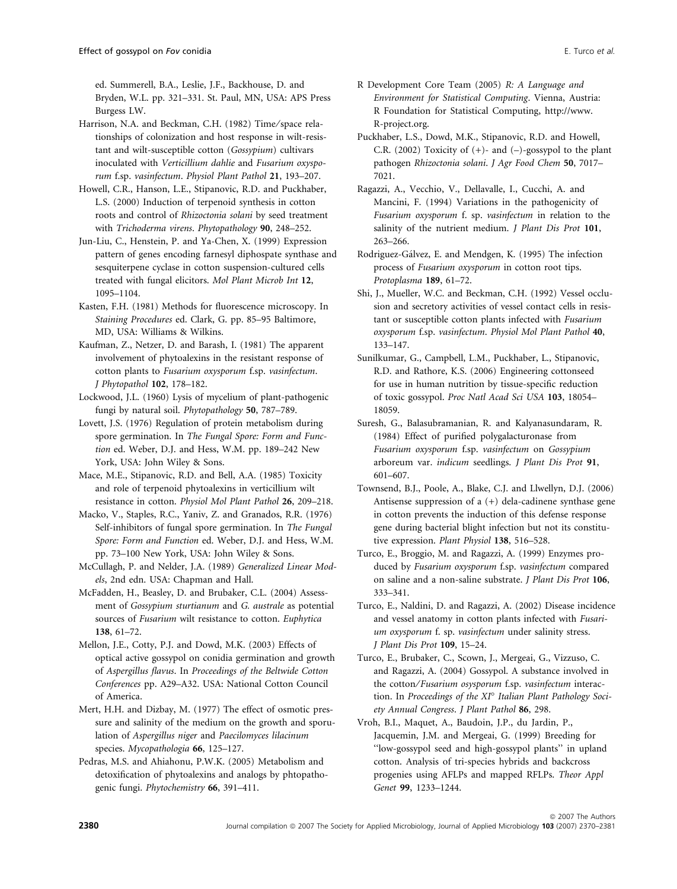ed. Summerell, B.A., Leslie, J.F., Backhouse, D. and Bryden, W.L. pp. 321–331. St. Paul, MN, USA: APS Press Burgess LW.

Harrison, N.A. and Beckman, C.H. (1982) Time/space relationships of colonization and host response in wilt-resistant and wilt-susceptible cotton (*Gossypium*) cultivars inoculated with *Verticillium dahlie* and *Fusarium oxysporum* f.sp. *vasinfectum*. *Physiol Plant Pathol* **21**, 193–207.

Howell, C.R., Hanson, L.E., Stipanovic, R.D. and Puckhaber, L.S. (2000) Induction of terpenoid synthesis in cotton roots and control of *Rhizoctonia solani* by seed treatment with *Trichoderma virens*. *Phytopathology* **90**, 248–252.

Jun-Liu, C., Henstein, P. and Ya-Chen, X. (1999) Expression pattern of genes encoding farnesyl diphospate synthase and sesquiterpene cyclase in cotton suspension-cultured cells treated with fungal elicitors. *Mol Plant Microb Int* **12**, 1095–1104.

Kasten, F.H. (1981) Methods for fluorescence microscopy. In *Staining Procedures* ed. Clark, G. pp. 85–95 Baltimore, MD, USA: Williams & Wilkins.

Kaufman, Z., Netzer, D. and Barash, I. (1981) The apparent involvement of phytoalexins in the resistant response of cotton plants to *Fusarium oxysporum* f.sp. *vasinfectum*. *J Phytopathol* **102**, 178–182.

Lockwood, J.L. (1960) Lysis of mycelium of plant-pathogenic fungi by natural soil. *Phytopathology* **50**, 787–789.

Lovett, J.S. (1976) Regulation of protein metabolism during spore germination. In *The Fungal Spore: Form and Function* ed. Weber, D.J. and Hess, W.M. pp. 189–242 New York, USA: John Wiley & Sons.

Mace, M.E., Stipanovic, R.D. and Bell, A.A. (1985) Toxicity and role of terpenoid phytoalexins in verticillium wilt resistance in cotton. *Physiol Mol Plant Pathol* **26**, 209–218.

Macko, V., Staples, R.C., Yaniv, Z. and Granados, R.R. (1976) Self-inhibitors of fungal spore germination. In *The Fungal Spore: Form and Function* ed. Weber, D.J. and Hess, W.M. pp. 73–100 New York, USA: John Wiley & Sons.

McCullagh, P. and Nelder, J.A. (1989) *Generalized Linear Models*, 2nd edn. USA: Chapman and Hall.

McFadden, H., Beasley, D. and Brubaker, C.L. (2004) Assessment of *Gossypium sturtianum* and *G. australe* as potential sources of *Fusarium* wilt resistance to cotton. *Euphytica* **138**, 61–72.

Mellon, J.E., Cotty, P.J. and Dowd, M.K. (2003) Effects of optical active gossypol on conidia germination and growth of *Aspergillus flavus*. In *Proceedings of the Beltwide Cotton Conferences* pp. A29–A32. USA: National Cotton Council of America.

Mert, H.H. and Dizbay, M. (1977) The effect of osmotic pressure and salinity of the medium on the growth and sporulation of *Aspergillus niger* and *Paecilomyces lilacinum* species. *Mycopathologia* **66**, 125–127.

Pedras, M.S. and Ahiahonu, P.W.K. (2005) Metabolism and detoxification of phytoalexins and analogs by phtopathogenic fungi. *Phytochemistry* **66**, 391–411.

R Development Core Team (2005) *R: A Language and Environment for Statistical Computing*. Vienna, Austria: R Foundation for Statistical Computing, http://www.R-project.org.

Puckhaber, L.S., Dowd, M.K., Stipanovic, R.D. and Howell, C.R. (2002) Toxicity of (+)- and (–)-gossypol to the plant pathogen *Rhizoctonia solani*. *J Agr Food Chem* **50**, 7017–7021.

Ragazzi, A., Vecchio, V., Dellavalle, I., Cucchi, A. and Mancini, F. (1994) Variations in the pathogenicity of *Fusarium oxysporum* f. sp. *vasinfectum* in relation to the salinity of the nutrient medium. *J Plant Dis Prot* **101**, 263–266.

Rodriguez-Gálvez, E. and Mendgen, K. (1995) The infection process of *Fusarium oxysporum* in cotton root tips. *Protoplasma* **189**, 61–72.

Shi, J., Mueller, W.C. and Beckman, C.H. (1992) Vessel occlusion and secretory activities of vessel contact cells in resistant or susceptible cotton plants infected with *Fusarium oxysporum* f.sp. *vasinfectum*. *Physiol Mol Plant Pathol* **40**, 133–147.

Sunilkumar, G., Campbell, L.M., Puckhaber, L., Stipanovic, R.D. and Rathore, K.S. (2006) Engineering cottonseed for use in human nutrition by tissue-specific reduction of toxic gossypol. *Proc Natl Acad Sci USA* **103**, 18054–18059.

Suresh, G., Balasubramanian, R. and Kalyanasundaram, R. (1984) Effect of purified polygalacturonase from *Fusarium oxysporum* f.sp. *vasinfectum* on *Gossypium arboreum* var. *indicum* seedlings. *J Plant Dis Prot* **91**, 601–607.

Townsend, B.J., Poole, A., Blake, C.J. and Llwellyn, D.J. (2006) Antisense suppression of a (+) dela-cadinene synthase gene in cotton prevents the induction of this defense response gene during bacterial blight infection but not its constitutive expression. *Plant Physiol* **138**, 516–528.

Turco, E., Broggio, M. and Ragazzi, A. (1999) Enzymes produced by *Fusarium oxysporum* f.sp. *vasinfectum* compared on saline and a non-saline substrate. *J Plant Dis Prot* **106**, 333–341.

Turco, E., Naldini, D. and Ragazzi, A. (2002) Disease incidence and vessel anatomy in cotton plants infected with *Fusarium oxysporum* f. sp. *vasinfectum* under salinity stress. *J Plant Dis Prot* **109**, 15–24.

Turco, E., Brubaker, C., Scown, J., Mergeai, G., Vizzuso, C. and Ragazzi, A. (2004) Gossypol. A substance involved in the cotton/*Fusarium osysporum* f.sp. *vasinfectum* interaction. In *Proceedings of the XI° Italian Plant Pathology Society Annual Congress*. *J Plant Pathol* **86**, 298.

Vroh, B.I., Maquet, A., Baudoin, J.P., du Jardin, P., Jacquemin, J.M. and Mergeai, G. (1999) Breeding for "low-gossypol seed and high-gossypol plants" in upland cotton. Analysis of tri-species hybrids and backcross progenies using AFLPs and mapped RFLPs. *Theor Appl Genet* **99**, 1233–1244.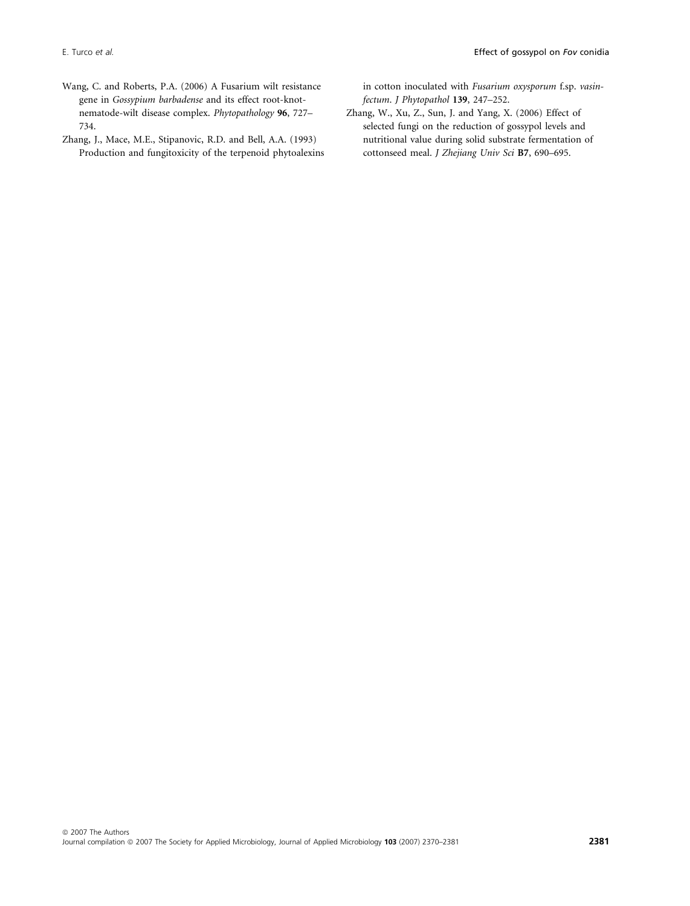Wang, C. and Roberts, P.A. (2006) A Fusarium wilt resistance gene in *Gossypium barbadense* and its effect root-knot-nematode-wilt disease complex. *Phytopathology* **96**, 727–734.

Zhang, J., Mace, M.E., Stipanovic, R.D. and Bell, A.A. (1993) Production and fungitoxicity of the terpenoid phytoalexins in cotton inoculated with *Fusarium oxysporum* f.sp. *vasinfectum*. *J Phytopathol* **139**, 247–252.

Zhang, W., Xu, Z., Sun, J. and Yang, X. (2006) Effect of selected fungi on the reduction of gossypol levels and nutritional value during solid substrate fermentation of cottonseed meal. *J Zhejiang Univ Sci* **B7**, 690–695.